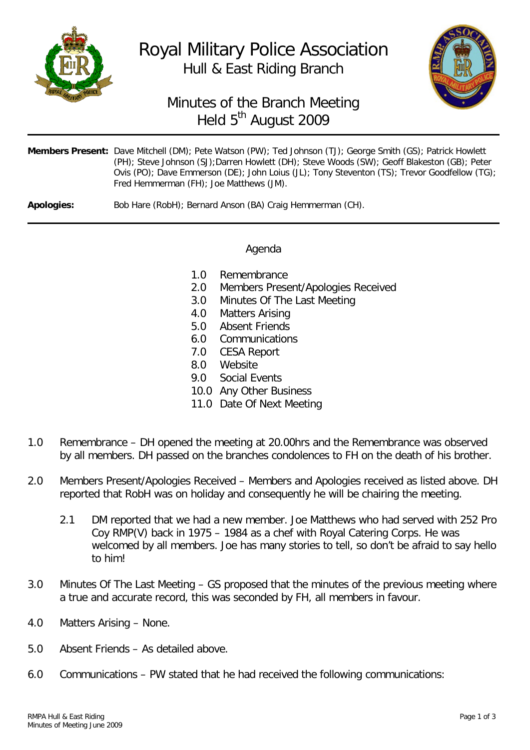# Royal Military Police Association

## Hull & East Riding Branch

## Minutes of the Branch Meeting Held 5th August 2009

**Members Present:** Dave Mitchell (DM); Pete Watson (PW); Ted Johnson (TJ); George Smith (GS); Patrick Howlett (PH); Steve Johnson (SJ);Darren Howlett (DH); Steve Woods (SW); Geoff Blakeston (GB); Peter Ovis (PO); Dave Emmerson (DE); John Loius (JL); Tony Steventon (TS); Trevor Goodfellow (TG); Fred Hemmerman (FH); Joe Matthews (JM).

**Apologies:** Bob Hare (RobH); Bernard Anson (BA) Craig Hemmerman (CH).

---

Agenda

1.0 Remembrance
2.0 Members Present/Apologies Received
3.0 Minutes Of The Last Meeting
4.0 Matters Arising
5.0 Absent Friends
6.0 Communications
7.0 CESA Report
8.0 Website
9.0 Social Events
10.0 Any Other Business
11.0 Date Of Next Meeting

1.0 Remembrance – DH opened the meeting at 20.00hrs and the Remembrance was observed by all members. DH passed on the branches condolences to FH on the death of his brother.

2.0 Members Present/Apologies Received – Members and Apologies received as listed above. DH reported that RobH was on holiday and consequently he will be chairing the meeting.

2.1 DM reported that we had a new member. Joe Matthews who had served with 252 Pro Coy RMP(V) back in 1975 – 1984 as a chef with Royal Catering Corps. He was welcomed by all members. Joe has many stories to tell, so don't be afraid to say hello to him!

3.0 Minutes Of The Last Meeting – GS proposed that the minutes of the previous meeting where a true and accurate record, this was seconded by FH, all members in favour.

4.0 Matters Arising – None.

5.0 Absent Friends – As detailed above.

6.0 Communications – PW stated that he had received the following communications: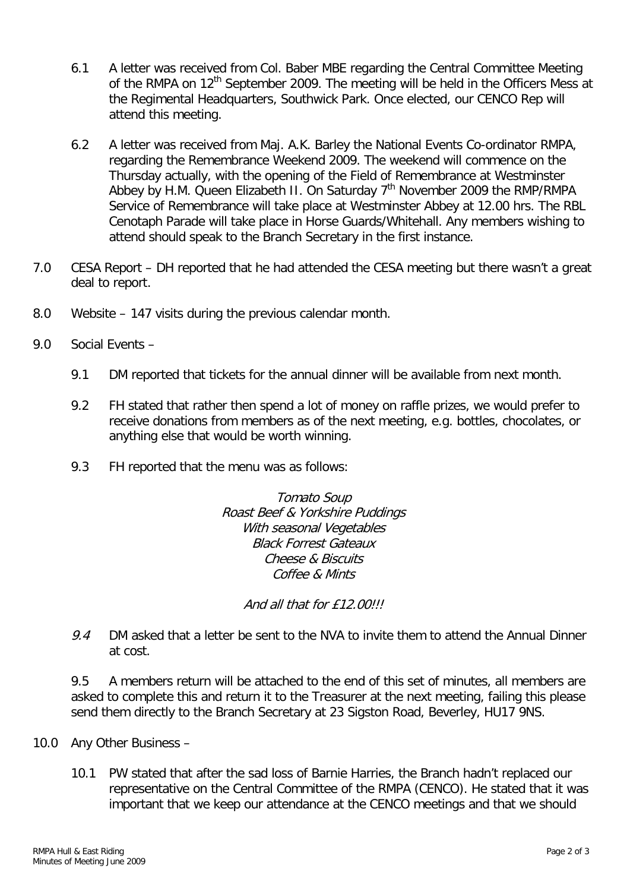6.1 A letter was received from Col. Baber MBE regarding the Central Committee Meeting of the RMPA on 12th September 2009. The meeting will be held in the Officers Mess at the Regimental Headquarters, Southwick Park. Once elected, our CENCO Rep will attend this meeting.

6.2 A letter was received from Maj. A.K. Barley the National Events Co-ordinator RMPA, regarding the Remembrance Weekend 2009. The weekend will commence on the Thursday actually, with the opening of the Field of Remembrance at Westminster Abbey by H.M. Queen Elizabeth II. On Saturday 7th November 2009 the RMP/RMPA Service of Remembrance will take place at Westminster Abbey at 12.00 hrs. The RBL Cenotaph Parade will take place in Horse Guards/Whitehall. Any members wishing to attend should speak to the Branch Secretary in the first instance.

7.0 CESA Report – DH reported that he had attended the CESA meeting but there wasn't a great deal to report.

8.0 Website – 147 visits during the previous calendar month.

9.0 Social Events –

9.1 DM reported that tickets for the annual dinner will be available from next month.

9.2 FH stated that rather then spend a lot of money on raffle prizes, we would prefer to receive donations from members as of the next meeting, e.g. bottles, chocolates, or anything else that would be worth winning.

9.3 FH reported that the menu was as follows:

*Tomato Soup*
*Roast Beef & Yorkshire Puddings*
*With seasonal Vegetables*
*Black Forrest Gateaux*
*Cheese & Biscuits*
*Coffee & Mints*

*And all that for £12.00!!!*

*9.4* DM asked that a letter be sent to the NVA to invite them to attend the Annual Dinner at cost.

9.5 A members return will be attached to the end of this set of minutes, all members are asked to complete this and return it to the Treasurer at the next meeting, failing this please send them directly to the Branch Secretary at 23 Sigston Road, Beverley, HU17 9NS.

10.0 Any Other Business –

10.1 PW stated that after the sad loss of Barnie Harries, the Branch hadn't replaced our representative on the Central Committee of the RMPA (CENCO). He stated that it was important that we keep our attendance at the CENCO meetings and that we should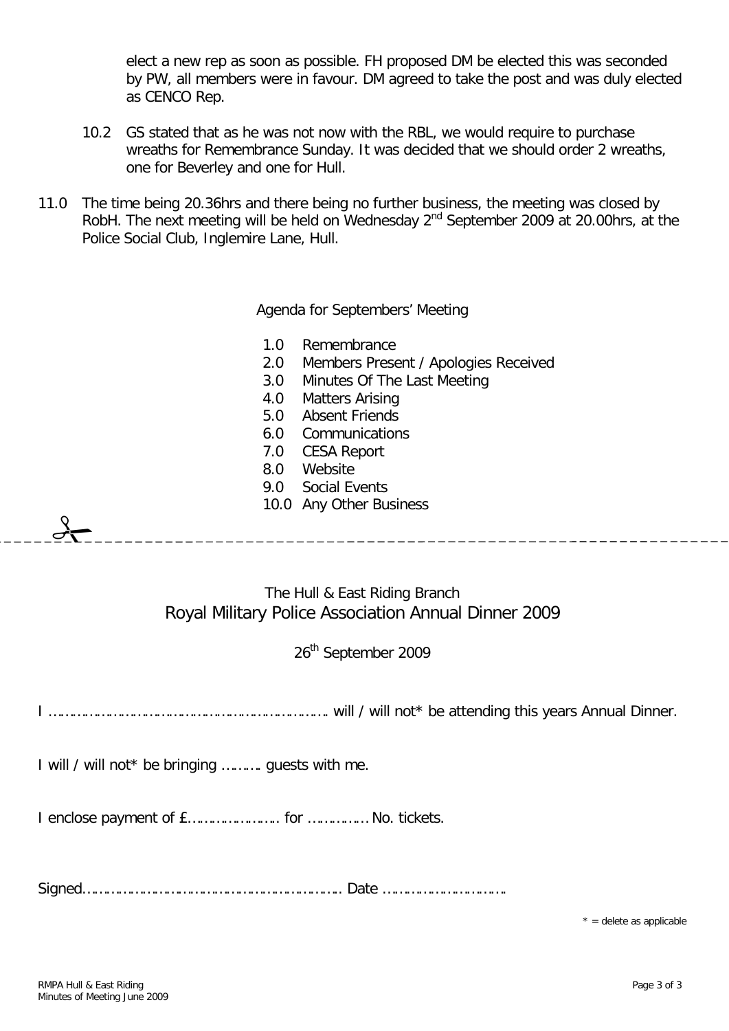elect a new rep as soon as possible. FH proposed DM be elected this was seconded by PW, all members were in favour. DM agreed to take the post and was duly elected as CENCO Rep.

10.2 GS stated that as he was not now with the RBL, we would require to purchase wreaths for Remembrance Sunday. It was decided that we should order 2 wreaths, one for Beverley and one for Hull.

11.0 The time being 20.36hrs and there being no further business, the meeting was closed by RobH. The next meeting will be held on Wednesday 2nd September 2009 at 20.00hrs, at the Police Social Club, Inglemire Lane, Hull.

Agenda for Septembers' Meeting

1.0 Remembrance
2.0 Members Present / Apologies Received
3.0 Minutes Of The Last Meeting
4.0 Matters Arising
5.0 Absent Friends
6.0 Communications
7.0 CESA Report
8.0 Website
9.0 Social Events
10.0 Any Other Business

---

The Hull & East Riding Branch

## Royal Military Police Association Annual Dinner 2009

26th September 2009

I ……………………………………………………………… will / will not* be attending this years Annual Dinner.

I will / will not* be bringing ………. guests with me.

I enclose payment of £………………….. for ……………No. tickets.

Signed……………………………………………………………. Date …………………………..

* = delete as applicable